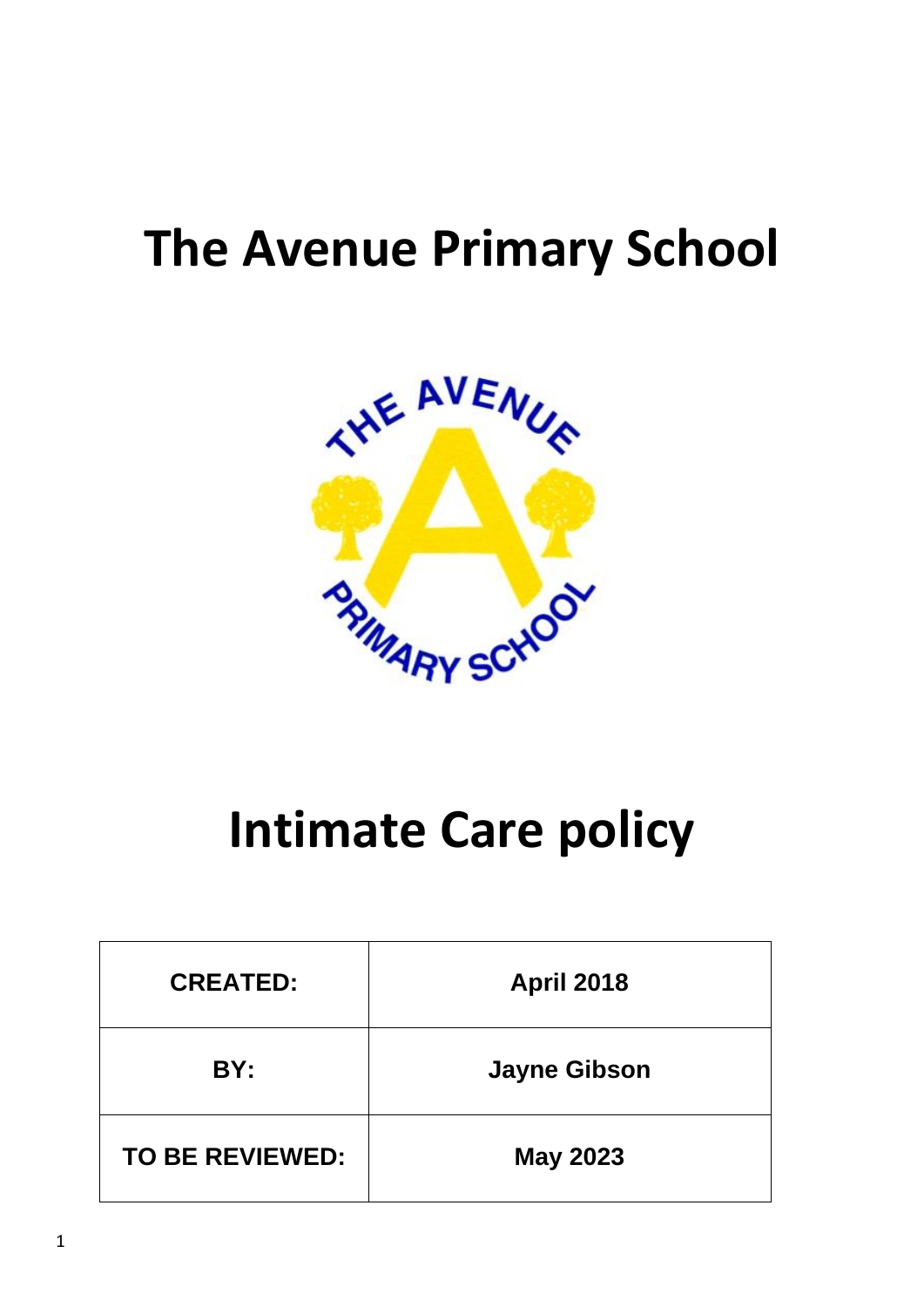# The Avenue Primary School

# Intimate Care policy

| CREATED: | April 2018 |
|---|---|
| BY: | Jayne Gibson |
| TO BE REVIEWED: | May 2023 |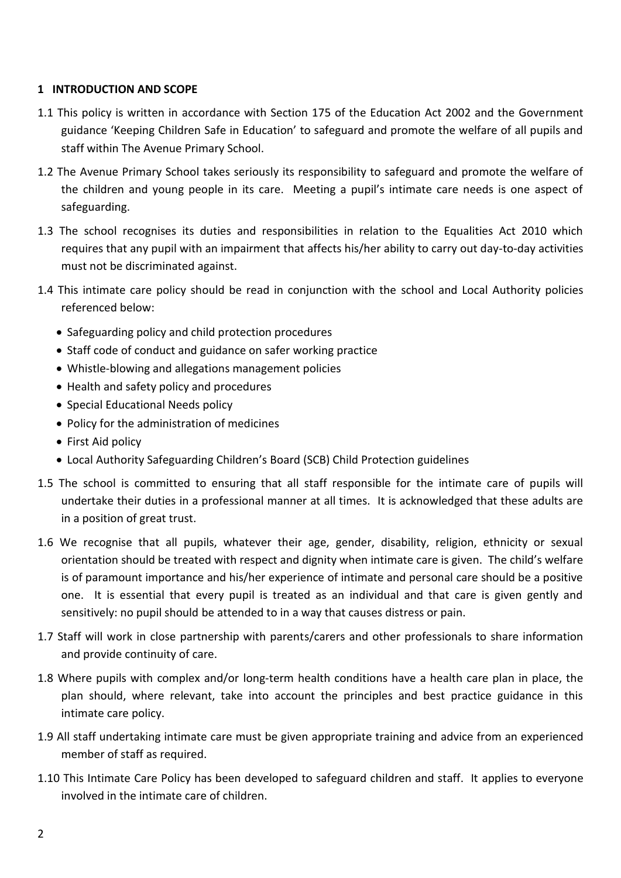## 1 INTRODUCTION AND SCOPE

1.1 This policy is written in accordance with Section 175 of the Education Act 2002 and the Government guidance 'Keeping Children Safe in Education' to safeguard and promote the welfare of all pupils and staff within The Avenue Primary School.

1.2 The Avenue Primary School takes seriously its responsibility to safeguard and promote the welfare of the children and young people in its care. Meeting a pupil's intimate care needs is one aspect of safeguarding.

1.3 The school recognises its duties and responsibilities in relation to the Equalities Act 2010 which requires that any pupil with an impairment that affects his/her ability to carry out day-to-day activities must not be discriminated against.

1.4 This intimate care policy should be read in conjunction with the school and Local Authority policies referenced below:

- Safeguarding policy and child protection procedures
- Staff code of conduct and guidance on safer working practice
- Whistle-blowing and allegations management policies
- Health and safety policy and procedures
- Special Educational Needs policy
- Policy for the administration of medicines
- First Aid policy
- Local Authority Safeguarding Children's Board (SCB) Child Protection guidelines

1.5 The school is committed to ensuring that all staff responsible for the intimate care of pupils will undertake their duties in a professional manner at all times. It is acknowledged that these adults are in a position of great trust.

1.6 We recognise that all pupils, whatever their age, gender, disability, religion, ethnicity or sexual orientation should be treated with respect and dignity when intimate care is given. The child's welfare is of paramount importance and his/her experience of intimate and personal care should be a positive one. It is essential that every pupil is treated as an individual and that care is given gently and sensitively: no pupil should be attended to in a way that causes distress or pain.

1.7 Staff will work in close partnership with parents/carers and other professionals to share information and provide continuity of care.

1.8 Where pupils with complex and/or long-term health conditions have a health care plan in place, the plan should, where relevant, take into account the principles and best practice guidance in this intimate care policy.

1.9 All staff undertaking intimate care must be given appropriate training and advice from an experienced member of staff as required.

1.10 This Intimate Care Policy has been developed to safeguard children and staff. It applies to everyone involved in the intimate care of children.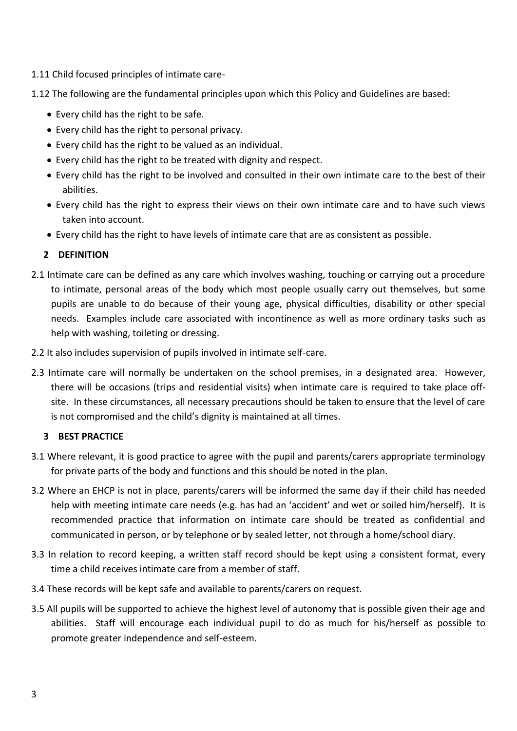1.11 Child focused principles of intimate care-

1.12 The following are the fundamental principles upon which this Policy and Guidelines are based:

- Every child has the right to be safe.
- Every child has the right to personal privacy.
- Every child has the right to be valued as an individual.
- Every child has the right to be treated with dignity and respect.
- Every child has the right to be involved and consulted in their own intimate care to the best of their abilities.
- Every child has the right to express their views on their own intimate care and to have such views taken into account.
- Every child has the right to have levels of intimate care that are as consistent as possible.

## 2 DEFINITION

2.1 Intimate care can be defined as any care which involves washing, touching or carrying out a procedure to intimate, personal areas of the body which most people usually carry out themselves, but some pupils are unable to do because of their young age, physical difficulties, disability or other special needs. Examples include care associated with incontinence as well as more ordinary tasks such as help with washing, toileting or dressing.

2.2 It also includes supervision of pupils involved in intimate self-care.

2.3 Intimate care will normally be undertaken on the school premises, in a designated area. However, there will be occasions (trips and residential visits) when intimate care is required to take place off-site. In these circumstances, all necessary precautions should be taken to ensure that the level of care is not compromised and the child's dignity is maintained at all times.

## 3 BEST PRACTICE

3.1 Where relevant, it is good practice to agree with the pupil and parents/carers appropriate terminology for private parts of the body and functions and this should be noted in the plan.

3.2 Where an EHCP is not in place, parents/carers will be informed the same day if their child has needed help with meeting intimate care needs (e.g. has had an 'accident' and wet or soiled him/herself). It is recommended practice that information on intimate care should be treated as confidential and communicated in person, or by telephone or by sealed letter, not through a home/school diary.

3.3 In relation to record keeping, a written staff record should be kept using a consistent format, every time a child receives intimate care from a member of staff.

3.4 These records will be kept safe and available to parents/carers on request.

3.5 All pupils will be supported to achieve the highest level of autonomy that is possible given their age and abilities. Staff will encourage each individual pupil to do as much for his/herself as possible to promote greater independence and self-esteem.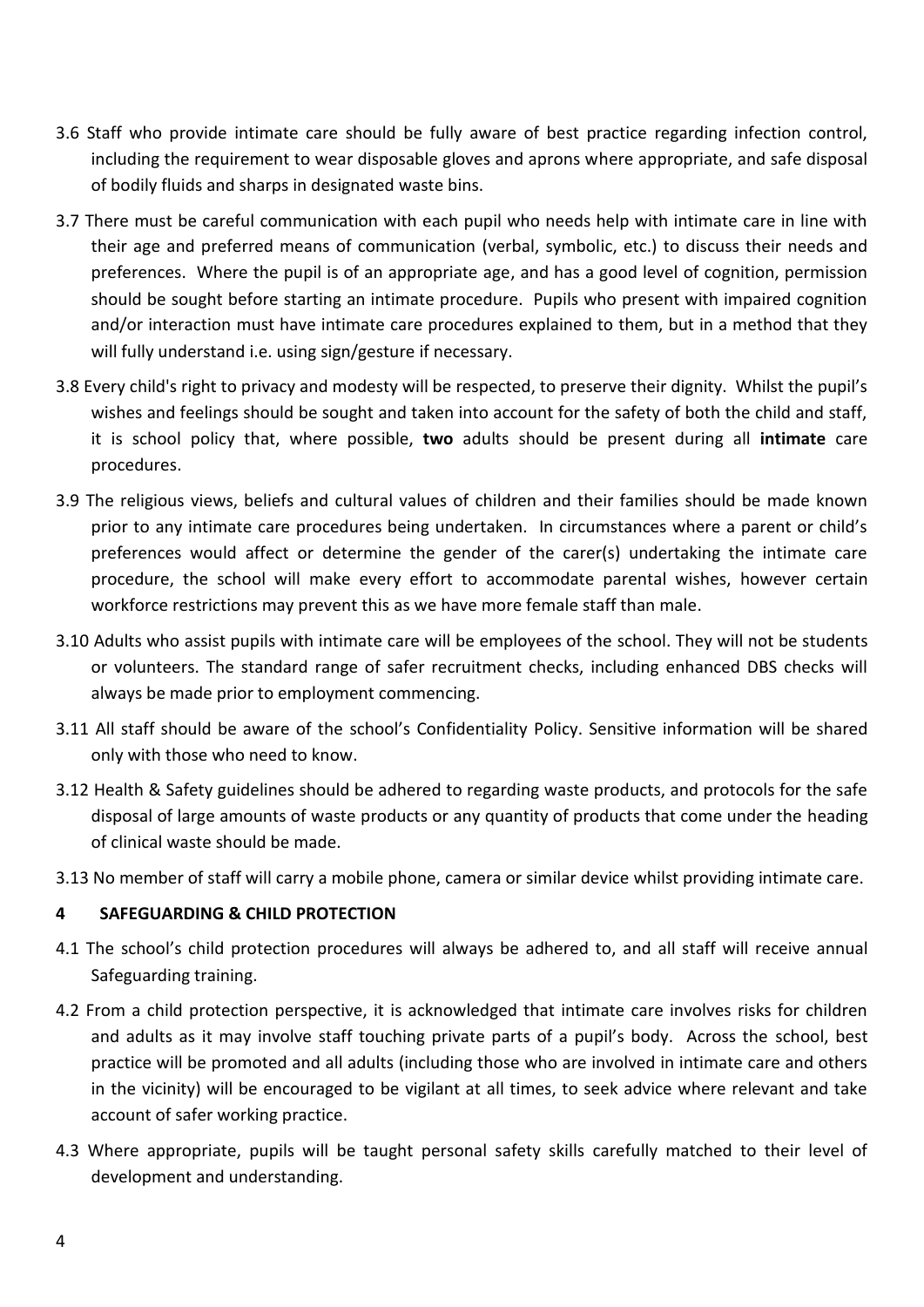3.6 Staff who provide intimate care should be fully aware of best practice regarding infection control, including the requirement to wear disposable gloves and aprons where appropriate, and safe disposal of bodily fluids and sharps in designated waste bins.

3.7 There must be careful communication with each pupil who needs help with intimate care in line with their age and preferred means of communication (verbal, symbolic, etc.) to discuss their needs and preferences. Where the pupil is of an appropriate age, and has a good level of cognition, permission should be sought before starting an intimate procedure. Pupils who present with impaired cognition and/or interaction must have intimate care procedures explained to them, but in a method that they will fully understand i.e. using sign/gesture if necessary.

3.8 Every child's right to privacy and modesty will be respected, to preserve their dignity. Whilst the pupil's wishes and feelings should be sought and taken into account for the safety of both the child and staff, it is school policy that, where possible, **two** adults should be present during all **intimate** care procedures.

3.9 The religious views, beliefs and cultural values of children and their families should be made known prior to any intimate care procedures being undertaken. In circumstances where a parent or child's preferences would affect or determine the gender of the carer(s) undertaking the intimate care procedure, the school will make every effort to accommodate parental wishes, however certain workforce restrictions may prevent this as we have more female staff than male.

3.10 Adults who assist pupils with intimate care will be employees of the school. They will not be students or volunteers. The standard range of safer recruitment checks, including enhanced DBS checks will always be made prior to employment commencing.

3.11 All staff should be aware of the school's Confidentiality Policy. Sensitive information will be shared only with those who need to know.

3.12 Health & Safety guidelines should be adhered to regarding waste products, and protocols for the safe disposal of large amounts of waste products or any quantity of products that come under the heading of clinical waste should be made.

3.13 No member of staff will carry a mobile phone, camera or similar device whilst providing intimate care.

## 4 SAFEGUARDING & CHILD PROTECTION

4.1 The school's child protection procedures will always be adhered to, and all staff will receive annual Safeguarding training.

4.2 From a child protection perspective, it is acknowledged that intimate care involves risks for children and adults as it may involve staff touching private parts of a pupil's body. Across the school, best practice will be promoted and all adults (including those who are involved in intimate care and others in the vicinity) will be encouraged to be vigilant at all times, to seek advice where relevant and take account of safer working practice.

4.3 Where appropriate, pupils will be taught personal safety skills carefully matched to their level of development and understanding.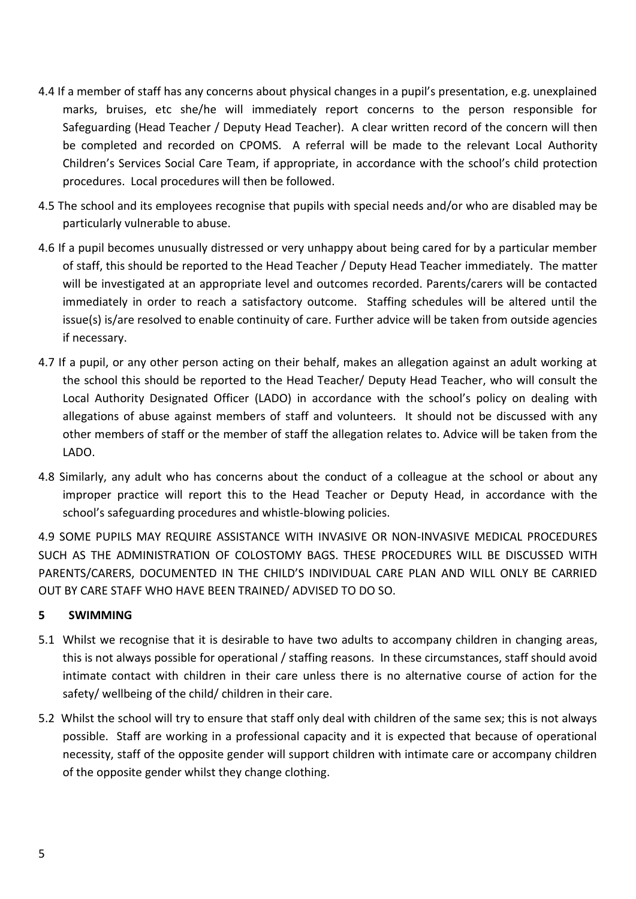4.4 If a member of staff has any concerns about physical changes in a pupil's presentation, e.g. unexplained marks, bruises, etc she/he will immediately report concerns to the person responsible for Safeguarding (Head Teacher / Deputy Head Teacher). A clear written record of the concern will then be completed and recorded on CPOMS. A referral will be made to the relevant Local Authority Children's Services Social Care Team, if appropriate, in accordance with the school's child protection procedures. Local procedures will then be followed.

4.5 The school and its employees recognise that pupils with special needs and/or who are disabled may be particularly vulnerable to abuse.

4.6 If a pupil becomes unusually distressed or very unhappy about being cared for by a particular member of staff, this should be reported to the Head Teacher / Deputy Head Teacher immediately. The matter will be investigated at an appropriate level and outcomes recorded. Parents/carers will be contacted immediately in order to reach a satisfactory outcome. Staffing schedules will be altered until the issue(s) is/are resolved to enable continuity of care. Further advice will be taken from outside agencies if necessary.

4.7 If a pupil, or any other person acting on their behalf, makes an allegation against an adult working at the school this should be reported to the Head Teacher/ Deputy Head Teacher, who will consult the Local Authority Designated Officer (LADO) in accordance with the school's policy on dealing with allegations of abuse against members of staff and volunteers. It should not be discussed with any other members of staff or the member of staff the allegation relates to. Advice will be taken from the LADO.

4.8 Similarly, any adult who has concerns about the conduct of a colleague at the school or about any improper practice will report this to the Head Teacher or Deputy Head, in accordance with the school's safeguarding procedures and whistle-blowing policies.

4.9 SOME PUPILS MAY REQUIRE ASSISTANCE WITH INVASIVE OR NON-INVASIVE MEDICAL PROCEDURES SUCH AS THE ADMINISTRATION OF COLOSTOMY BAGS. THESE PROCEDURES WILL BE DISCUSSED WITH PARENTS/CARERS, DOCUMENTED IN THE CHILD'S INDIVIDUAL CARE PLAN AND WILL ONLY BE CARRIED OUT BY CARE STAFF WHO HAVE BEEN TRAINED/ ADVISED TO DO SO.

## 5 SWIMMING

5.1 Whilst we recognise that it is desirable to have two adults to accompany children in changing areas, this is not always possible for operational / staffing reasons. In these circumstances, staff should avoid intimate contact with children in their care unless there is no alternative course of action for the safety/ wellbeing of the child/ children in their care.

5.2 Whilst the school will try to ensure that staff only deal with children of the same sex; this is not always possible. Staff are working in a professional capacity and it is expected that because of operational necessity, staff of the opposite gender will support children with intimate care or accompany children of the opposite gender whilst they change clothing.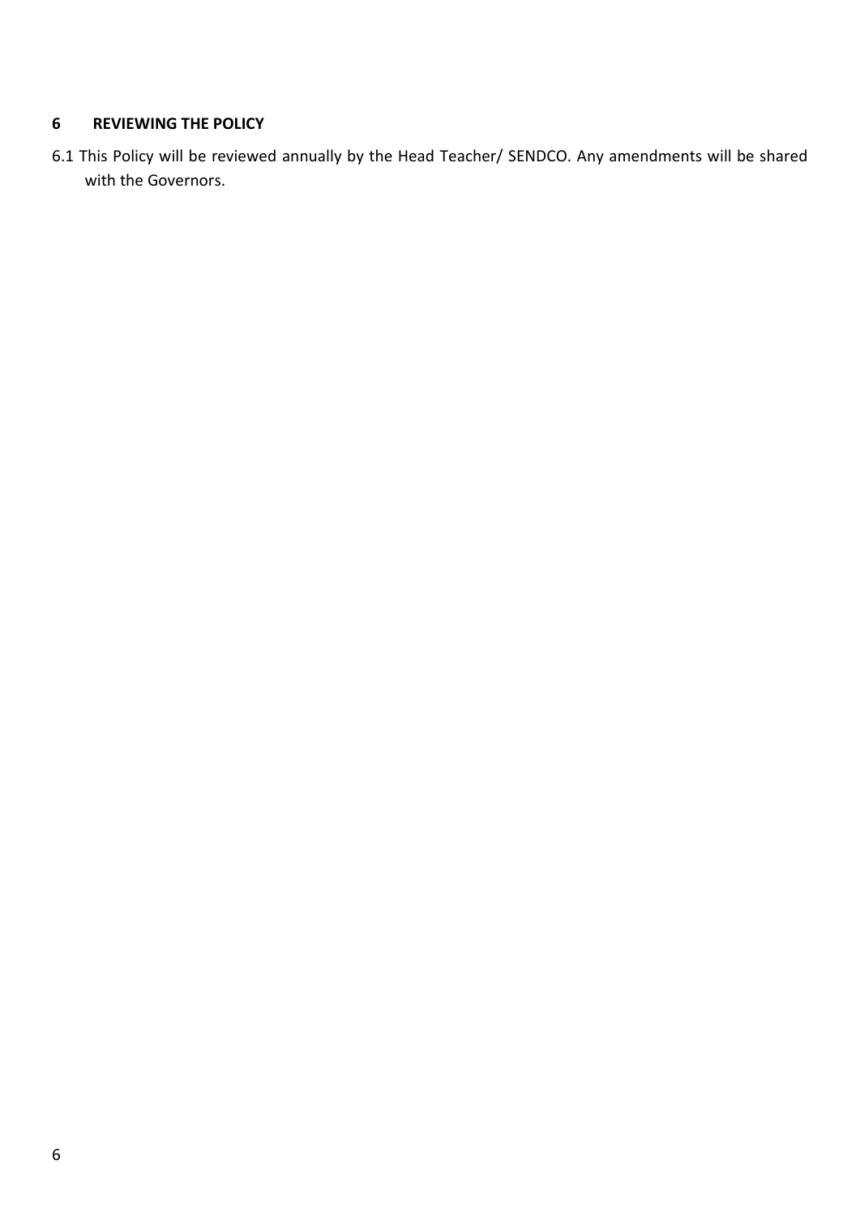## 6 REVIEWING THE POLICY

6.1 This Policy will be reviewed annually by the Head Teacher/ SENDCO. Any amendments will be shared with the Governors.